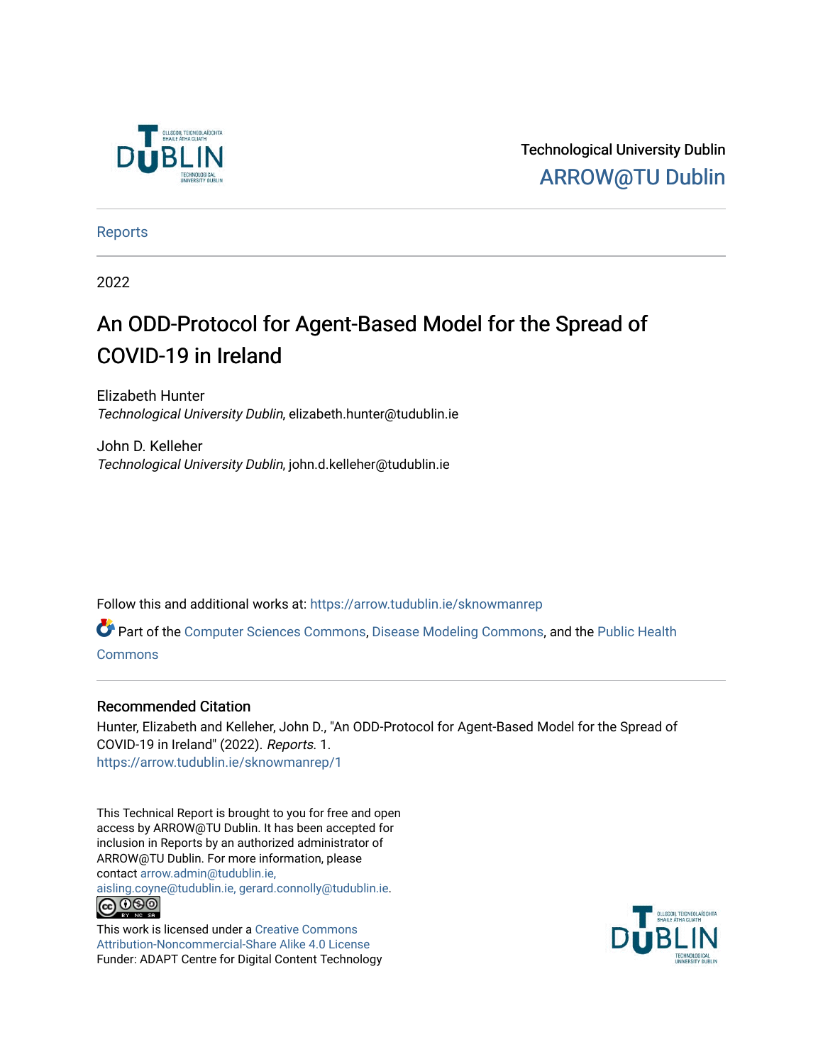Technological University Dublin

ARROW@TU Dublin

Reports

2022

# An ODD-Protocol for Agent-Based Model for the Spread of COVID-19 in Ireland

Elizabeth Hunter
*Technological University Dublin*, elizabeth.hunter@tudublin.ie

John D. Kelleher
*Technological University Dublin*, john.d.kelleher@tudublin.ie

Follow this and additional works at: https://arrow.tudublin.ie/sknowmanrep

Part of the Computer Sciences Commons, Disease Modeling Commons, and the Public Health Commons

## Recommended Citation

Hunter, Elizabeth and Kelleher, John D., "An ODD-Protocol for Agent-Based Model for the Spread of COVID-19 in Ireland" (2022). *Reports*. 1.
https://arrow.tudublin.ie/sknowmanrep/1

This Technical Report is brought to you for free and open access by ARROW@TU Dublin. It has been accepted for inclusion in Reports by an authorized administrator of ARROW@TU Dublin. For more information, please contact arrow.admin@tudublin.ie, aisling.coyne@tudublin.ie, gerard.connolly@tudublin.ie.

This work is licensed under a Creative Commons Attribution-Noncommercial-Share Alike 4.0 License
Funder: ADAPT Centre for Digital Content Technology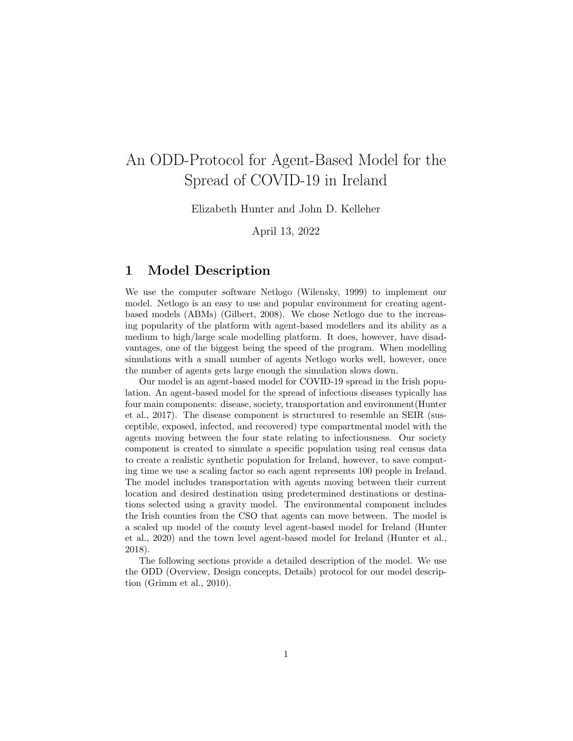// An ODD-Protocol for Agent-Based Model for the Spread of COVID-19 in Ireland

Elizabeth Hunter and John D. Kelleher

April 13, 2022

## 1 Model Description

We use the computer software Netlogo (Wilensky, 1999) to implement our model. Netlogo is an easy to use and popular environment for creating agent-based models (ABMs) (Gilbert, 2008). We chose Netlogo due to the increasing popularity of the platform with agent-based modellers and its ability as a medium to high/large scale modelling platform. It does, however, have disadvantages, one of the biggest being the speed of the program. When modelling simulations with a small number of agents Netlogo works well, however, once the number of agents gets large enough the simulation slows down.

Our model is an agent-based model for COVID-19 spread in the Irish population. An agent-based model for the spread of infectious diseases typically has four main components: disease, society, transportation and environment(Hunter et al., 2017). The disease component is structured to resemble an SEIR (susceptible, exposed, infected, and recovered) type compartmental model with the agents moving between the four state relating to infectiousness. Our society component is created to simulate a specific population using real census data to create a realistic synthetic population for Ireland, however, to save computing time we use a scaling factor so each agent represents 100 people in Ireland. The model includes transportation with agents moving between their current location and desired destination using predetermined destinations or destinations selected using a gravity model. The environmental component includes the Irish counties from the CSO that agents can move between. The model is a scaled up model of the county level agent-based model for Ireland (Hunter et al., 2020) and the town level agent-based model for Ireland (Hunter et al., 2018).

The following sections provide a detailed description of the model. We use the ODD (Overview, Design concepts, Details) protocol for our model description (Grimm et al., 2010).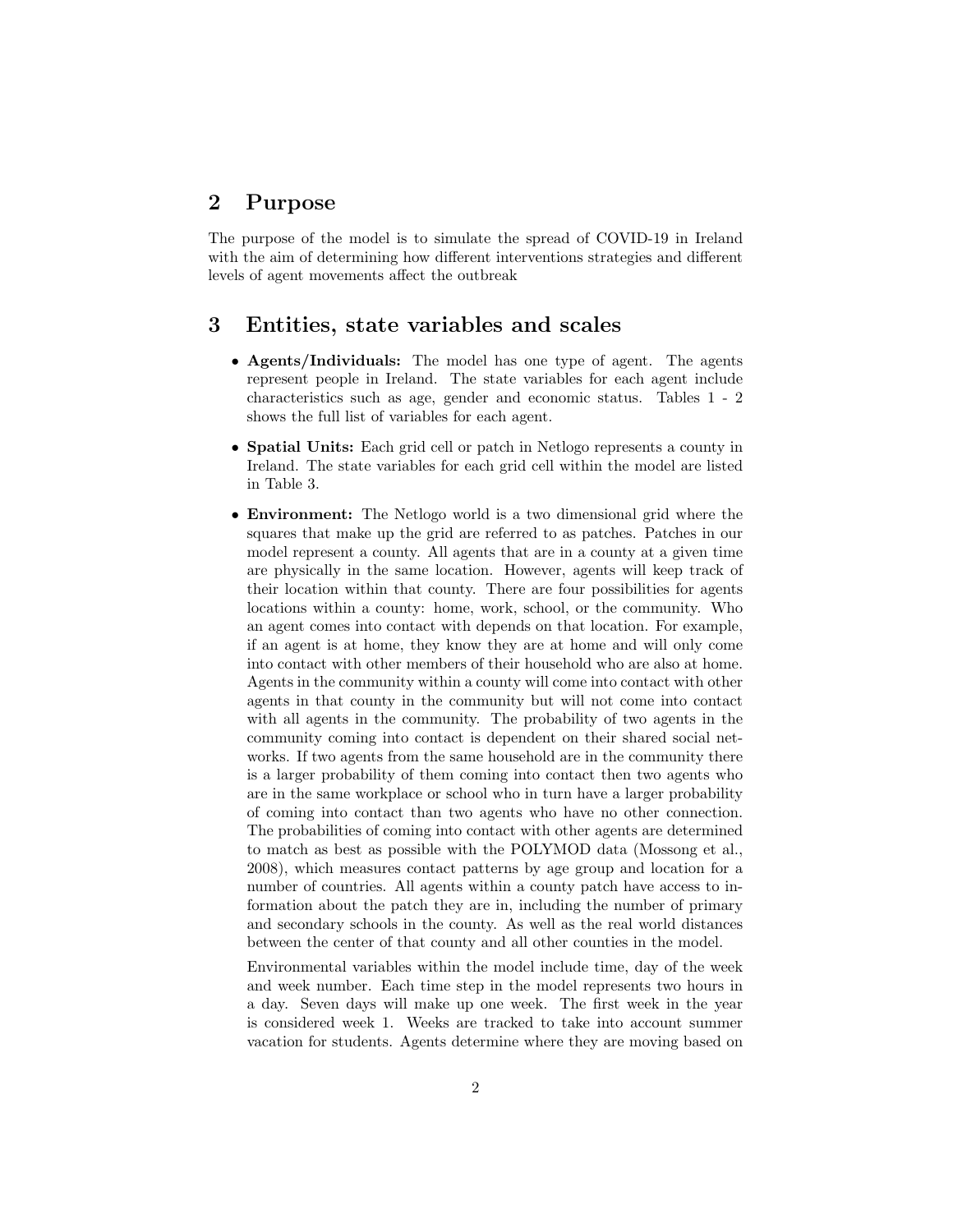## 2 Purpose

The purpose of the model is to simulate the spread of COVID-19 in Ireland with the aim of determining how different interventions strategies and different levels of agent movements affect the outbreak

## 3 Entities, state variables and scales

- **Agents/Individuals:** The model has one type of agent. The agents represent people in Ireland. The state variables for each agent include characteristics such as age, gender and economic status. Tables 1 - 2 shows the full list of variables for each agent.
- **Spatial Units:** Each grid cell or patch in Netlogo represents a county in Ireland. The state variables for each grid cell within the model are listed in Table 3.
- **Environment:** The Netlogo world is a two dimensional grid where the squares that make up the grid are referred to as patches. Patches in our model represent a county. All agents that are in a county at a given time are physically in the same location. However, agents will keep track of their location within that county. There are four possibilities for agents locations within a county: home, work, school, or the community. Who an agent comes into contact with depends on that location. For example, if an agent is at home, they know they are at home and will only come into contact with other members of their household who are also at home. Agents in the community within a county will come into contact with other agents in that county in the community but will not come into contact with all agents in the community. The probability of two agents in the community coming into contact is dependent on their shared social networks. If two agents from the same household are in the community there is a larger probability of them coming into contact then two agents who are in the same workplace or school who in turn have a larger probability of coming into contact than two agents who have no other connection. The probabilities of coming into contact with other agents are determined to match as best as possible with the POLYMOD data (Mossong et al., 2008), which measures contact patterns by age group and location for a number of countries. All agents within a county patch have access to information about the patch they are in, including the number of primary and secondary schools in the county. As well as the real world distances between the center of that county and all other counties in the model.

  Environmental variables within the model include time, day of the week and week number. Each time step in the model represents two hours in a day. Seven days will make up one week. The first week in the year is considered week 1. Weeks are tracked to take into account summer vacation for students. Agents determine where they are moving based on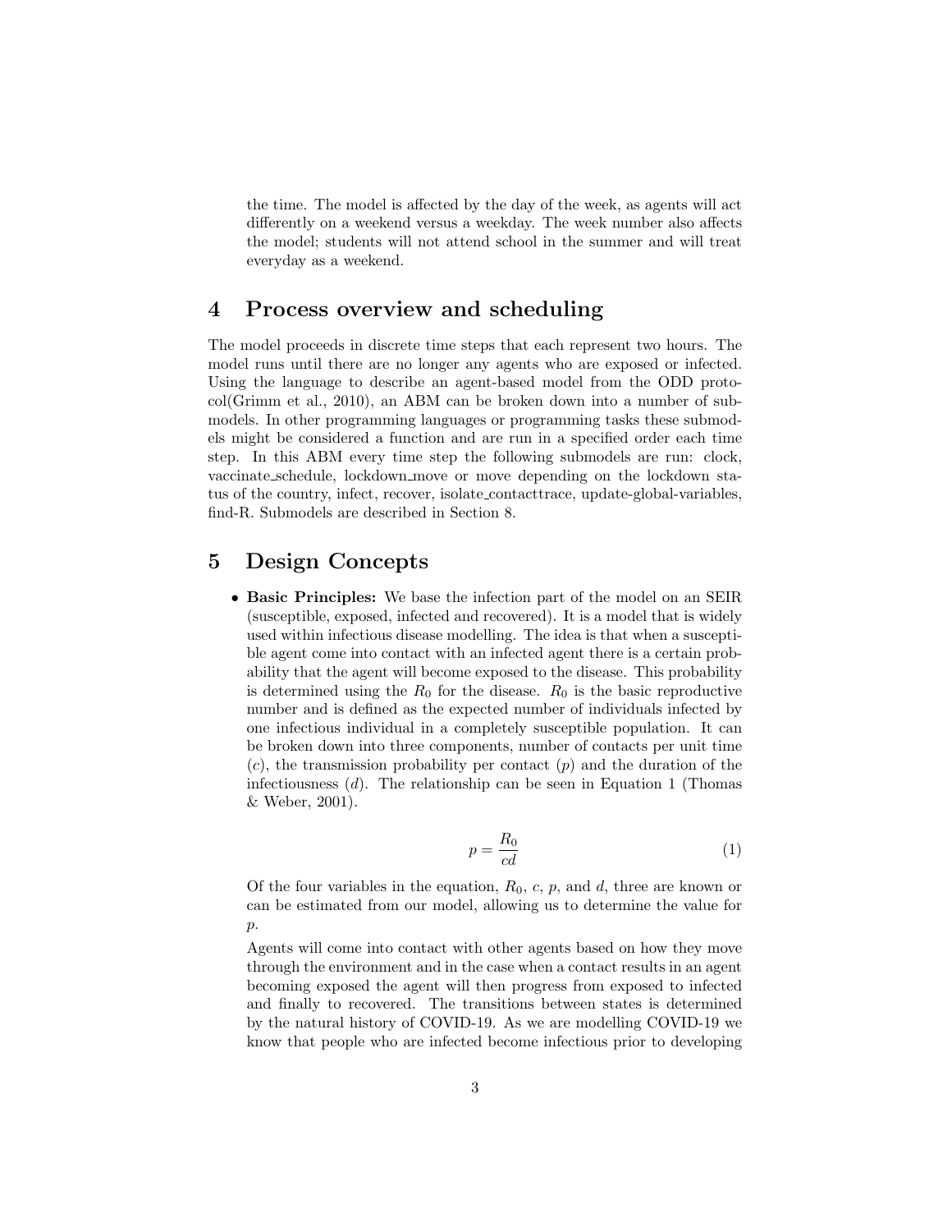the time. The model is affected by the day of the week, as agents will act differently on a weekend versus a weekday. The week number also affects the model; students will not attend school in the summer and will treat everyday as a weekend.

## 4 Process overview and scheduling

The model proceeds in discrete time steps that each represent two hours. The model runs until there are no longer any agents who are exposed or infected. Using the language to describe an agent-based model from the ODD protocol(Grimm et al., 2010), an ABM can be broken down into a number of submodels. In other programming languages or programming tasks these submodels might be considered a function and are run in a specified order each time step. In this ABM every time step the following submodels are run: clock, vaccinate_schedule, lockdown_move or move depending on the lockdown status of the country, infect, recover, isolate_contacttrace, update-global-variables, find-R. Submodels are described in Section 8.

## 5 Design Concepts

- **Basic Principles:** We base the infection part of the model on an SEIR (susceptible, exposed, infected and recovered). It is a model that is widely used within infectious disease modelling. The idea is that when a susceptible agent come into contact with an infected agent there is a certain probability that the agent will become exposed to the disease. This probability is determined using the $R_0$ for the disease. $R_0$ is the basic reproductive number and is defined as the expected number of individuals infected by one infectious individual in a completely susceptible population. It can be broken down into three components, number of contacts per unit time ($c$), the transmission probability per contact ($p$) and the duration of the infectiousness ($d$). The relationship can be seen in Equation 1 (Thomas & Weber, 2001).

$$p = \frac{R_0}{cd} \tag{1}$$

  Of the four variables in the equation, $R_0$, $c$, $p$, and $d$, three are known or can be estimated from our model, allowing us to determine the value for $p$.

  Agents will come into contact with other agents based on how they move through the environment and in the case when a contact results in an agent becoming exposed the agent will then progress from exposed to infected and finally to recovered. The transitions between states is determined by the natural history of COVID-19. As we are modelling COVID-19 we know that people who are infected become infectious prior to developing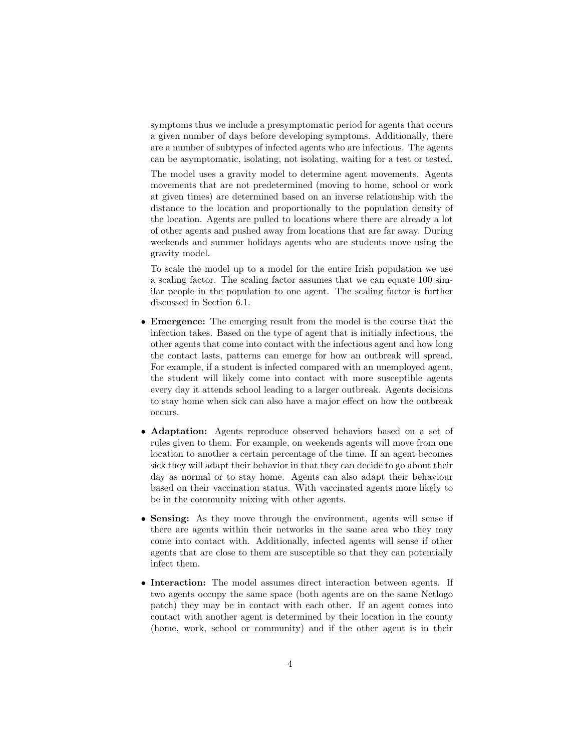symptoms thus we include a presymptomatic period for agents that occurs a given number of days before developing symptoms. Additionally, there are a number of subtypes of infected agents who are infectious. The agents can be asymptomatic, isolating, not isolating, waiting for a test or tested.

The model uses a gravity model to determine agent movements. Agents movements that are not predetermined (moving to home, school or work at given times) are determined based on an inverse relationship with the distance to the location and proportionally to the population density of the location. Agents are pulled to locations where there are already a lot of other agents and pushed away from locations that are far away. During weekends and summer holidays agents who are students move using the gravity model.

To scale the model up to a model for the entire Irish population we use a scaling factor. The scaling factor assumes that we can equate 100 similar people in the population to one agent. The scaling factor is further discussed in Section 6.1.

- **Emergence:** The emerging result from the model is the course that the infection takes. Based on the type of agent that is initially infectious, the other agents that come into contact with the infectious agent and how long the contact lasts, patterns can emerge for how an outbreak will spread. For example, if a student is infected compared with an unemployed agent, the student will likely come into contact with more susceptible agents every day it attends school leading to a larger outbreak. Agents decisions to stay home when sick can also have a major effect on how the outbreak occurs.
- **Adaptation:** Agents reproduce observed behaviors based on a set of rules given to them. For example, on weekends agents will move from one location to another a certain percentage of the time. If an agent becomes sick they will adapt their behavior in that they can decide to go about their day as normal or to stay home. Agents can also adapt their behaviour based on their vaccination status. With vaccinated agents more likely to be in the community mixing with other agents.
- **Sensing:** As they move through the environment, agents will sense if there are agents within their networks in the same area who they may come into contact with. Additionally, infected agents will sense if other agents that are close to them are susceptible so that they can potentially infect them.
- **Interaction:** The model assumes direct interaction between agents. If two agents occupy the same space (both agents are on the same Netlogo patch) they may be in contact with each other. If an agent comes into contact with another agent is determined by their location in the county (home, work, school or community) and if the other agent is in their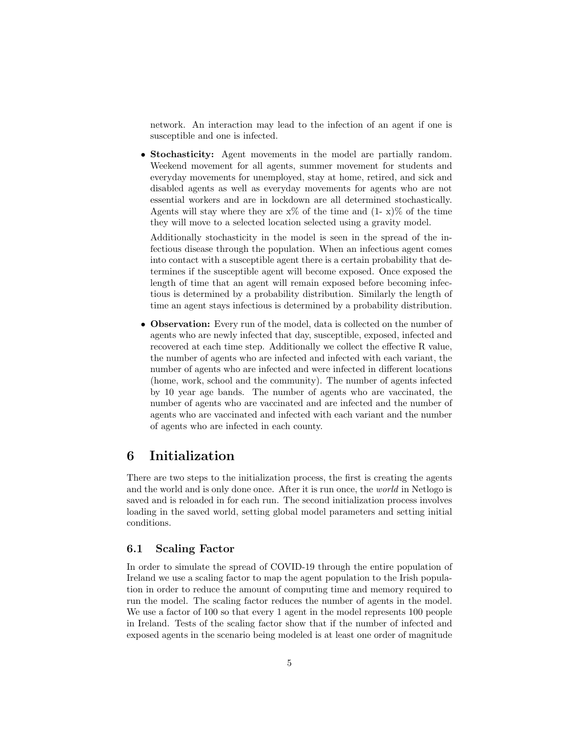network. An interaction may lead to the infection of an agent if one is susceptible and one is infected.

- **Stochasticity:** Agent movements in the model are partially random. Weekend movement for all agents, summer movement for students and everyday movements for unemployed, stay at home, retired, and sick and disabled agents as well as everyday movements for agents who are not essential workers and are in lockdown are all determined stochastically. Agents will stay where they are x% of the time and (1- x)% of the time they will move to a selected location selected using a gravity model.

  Additionally stochasticity in the model is seen in the spread of the infectious disease through the population. When an infectious agent comes into contact with a susceptible agent there is a certain probability that determines if the susceptible agent will become exposed. Once exposed the length of time that an agent will remain exposed before becoming infectious is determined by a probability distribution. Similarly the length of time an agent stays infectious is determined by a probability distribution.

- **Observation:** Every run of the model, data is collected on the number of agents who are newly infected that day, susceptible, exposed, infected and recovered at each time step. Additionally we collect the effective R value, the number of agents who are infected and infected with each variant, the number of agents who are infected and were infected in different locations (home, work, school and the community). The number of agents infected by 10 year age bands. The number of agents who are vaccinated, the number of agents who are vaccinated and are infected and the number of agents who are vaccinated and infected with each variant and the number of agents who are infected in each county.

# 6 Initialization

There are two steps to the initialization process, the first is creating the agents and the world and is only done once. After it is run once, the *world* in Netlogo is saved and is reloaded in for each run. The second initialization process involves loading in the saved world, setting global model parameters and setting initial conditions.

## 6.1 Scaling Factor

In order to simulate the spread of COVID-19 through the entire population of Ireland we use a scaling factor to map the agent population to the Irish population in order to reduce the amount of computing time and memory required to run the model. The scaling factor reduces the number of agents in the model. We use a factor of 100 so that every 1 agent in the model represents 100 people in Ireland. Tests of the scaling factor show that if the number of infected and exposed agents in the scenario being modeled is at least one order of magnitude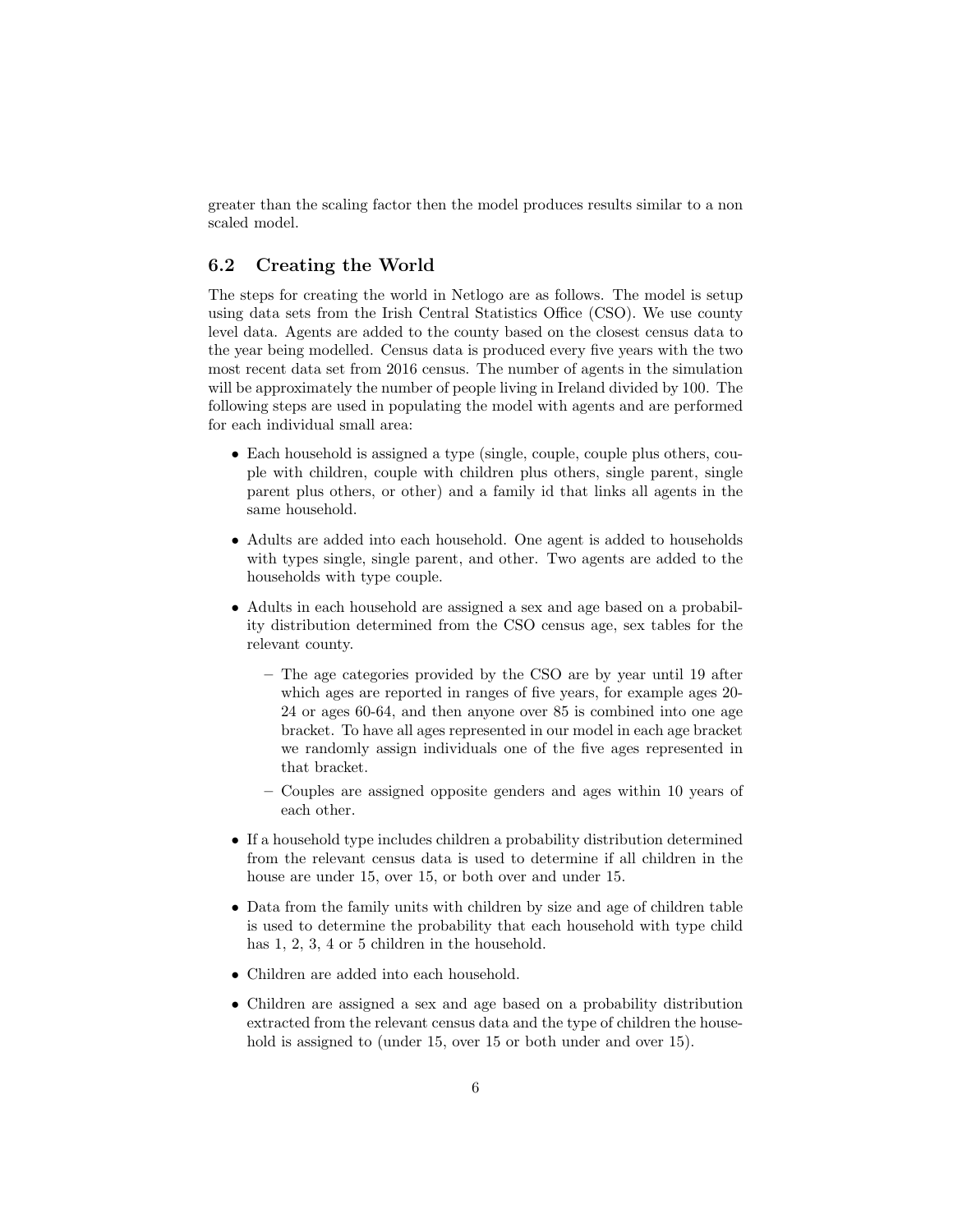greater than the scaling factor then the model produces results similar to a non scaled model.

### 6.2 Creating the World

The steps for creating the world in Netlogo are as follows. The model is setup using data sets from the Irish Central Statistics Office (CSO). We use county level data. Agents are added to the county based on the closest census data to the year being modelled. Census data is produced every five years with the two most recent data set from 2016 census. The number of agents in the simulation will be approximately the number of people living in Ireland divided by 100. The following steps are used in populating the model with agents and are performed for each individual small area:

- Each household is assigned a type (single, couple, couple plus others, couple with children, couple with children plus others, single parent, single parent plus others, or other) and a family id that links all agents in the same household.
- Adults are added into each household. One agent is added to households with types single, single parent, and other. Two agents are added to the households with type couple.
- Adults in each household are assigned a sex and age based on a probability distribution determined from the CSO census age, sex tables for the relevant county.
  - The age categories provided by the CSO are by year until 19 after which ages are reported in ranges of five years, for example ages 20-24 or ages 60-64, and then anyone over 85 is combined into one age bracket. To have all ages represented in our model in each age bracket we randomly assign individuals one of the five ages represented in that bracket.
  - Couples are assigned opposite genders and ages within 10 years of each other.
- If a household type includes children a probability distribution determined from the relevant census data is used to determine if all children in the house are under 15, over 15, or both over and under 15.
- Data from the family units with children by size and age of children table is used to determine the probability that each household with type child has 1, 2, 3, 4 or 5 children in the household.
- Children are added into each household.
- Children are assigned a sex and age based on a probability distribution extracted from the relevant census data and the type of children the household is assigned to (under 15, over 15 or both under and over 15).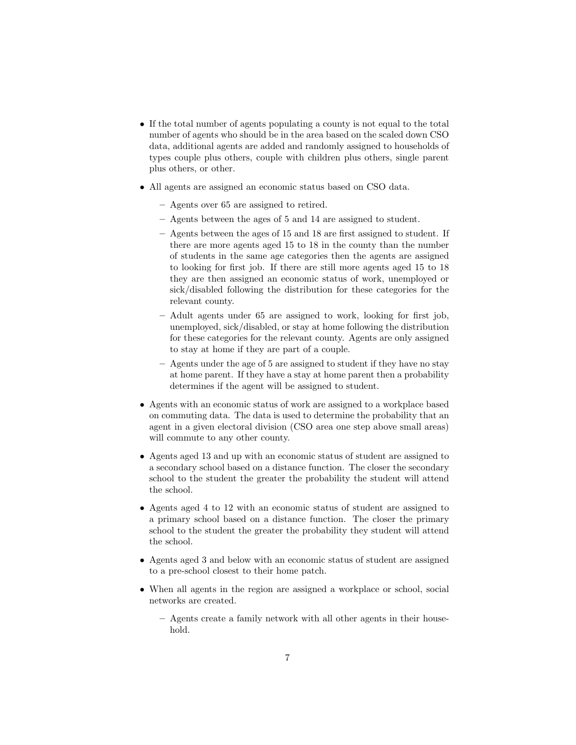- If the total number of agents populating a county is not equal to the total number of agents who should be in the area based on the scaled down CSO data, additional agents are added and randomly assigned to households of types couple plus others, couple with children plus others, single parent plus others, or other.
- All agents are assigned an economic status based on CSO data.
  - Agents over 65 are assigned to retired.
  - Agents between the ages of 5 and 14 are assigned to student.
  - Agents between the ages of 15 and 18 are first assigned to student. If there are more agents aged 15 to 18 in the county than the number of students in the same age categories then the agents are assigned to looking for first job. If there are still more agents aged 15 to 18 they are then assigned an economic status of work, unemployed or sick/disabled following the distribution for these categories for the relevant county.
  - Adult agents under 65 are assigned to work, looking for first job, unemployed, sick/disabled, or stay at home following the distribution for these categories for the relevant county. Agents are only assigned to stay at home if they are part of a couple.
  - Agents under the age of 5 are assigned to student if they have no stay at home parent. If they have a stay at home parent then a probability determines if the agent will be assigned to student.
- Agents with an economic status of work are assigned to a workplace based on commuting data. The data is used to determine the probability that an agent in a given electoral division (CSO area one step above small areas) will commute to any other county.
- Agents aged 13 and up with an economic status of student are assigned to a secondary school based on a distance function. The closer the secondary school to the student the greater the probability the student will attend the school.
- Agents aged 4 to 12 with an economic status of student are assigned to a primary school based on a distance function. The closer the primary school to the student the greater the probability they student will attend the school.
- Agents aged 3 and below with an economic status of student are assigned to a pre-school closest to their home patch.
- When all agents in the region are assigned a workplace or school, social networks are created.
  - Agents create a family network with all other agents in their household.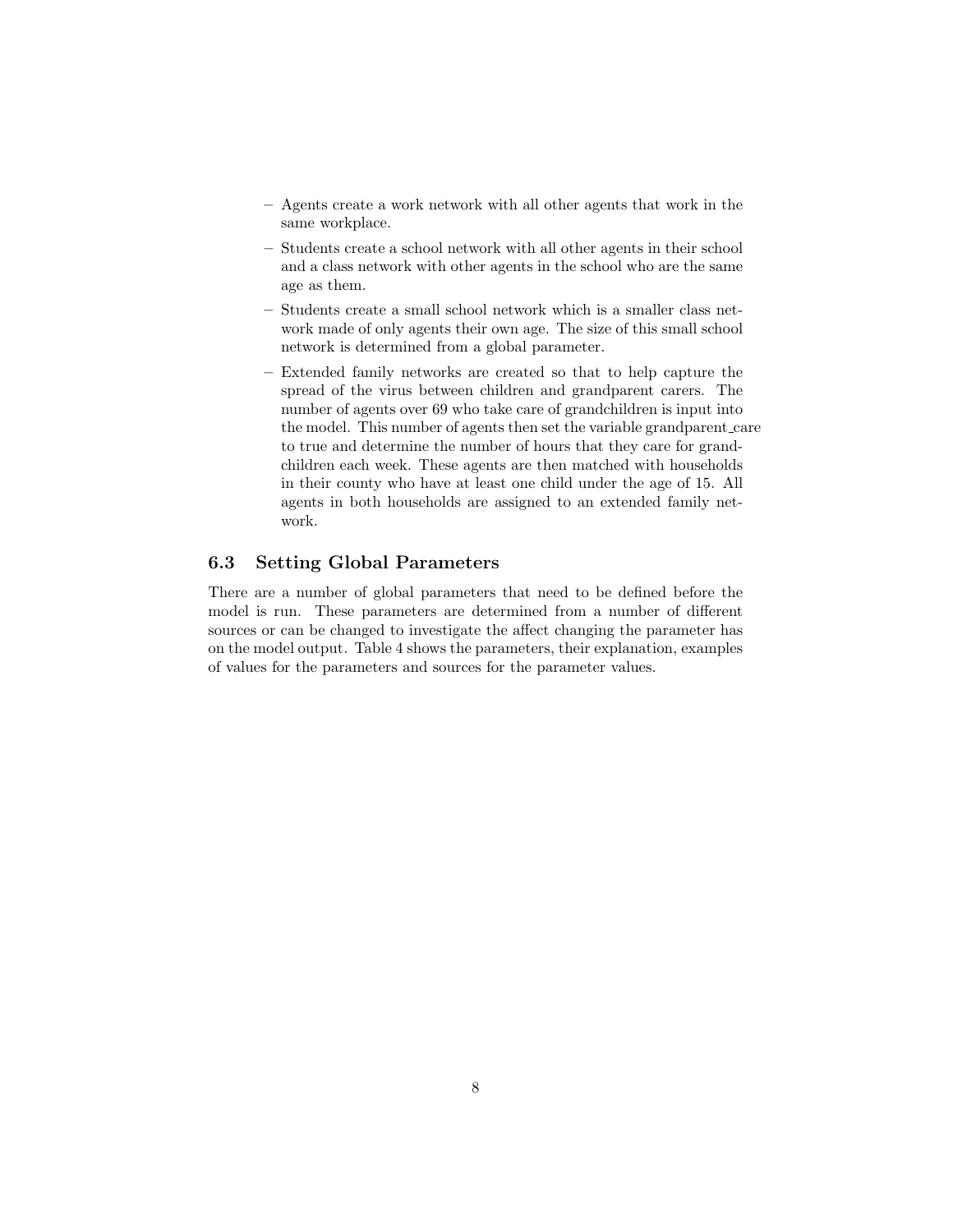- Agents create a work network with all other agents that work in the same workplace.
- Students create a school network with all other agents in their school and a class network with other agents in the school who are the same age as them.
- Students create a small school network which is a smaller class network made of only agents their own age. The size of this small school network is determined from a global parameter.
- Extended family networks are created so that to help capture the spread of the virus between children and grandparent carers. The number of agents over 69 who take care of grandchildren is input into the model. This number of agents then set the variable grandparent_care to true and determine the number of hours that they care for grandchildren each week. These agents are then matched with households in their county who have at least one child under the age of 15. All agents in both households are assigned to an extended family network.

### 6.3 Setting Global Parameters

There are a number of global parameters that need to be defined before the model is run. These parameters are determined from a number of different sources or can be changed to investigate the affect changing the parameter has on the model output. Table 4 shows the parameters, their explanation, examples of values for the parameters and sources for the parameter values.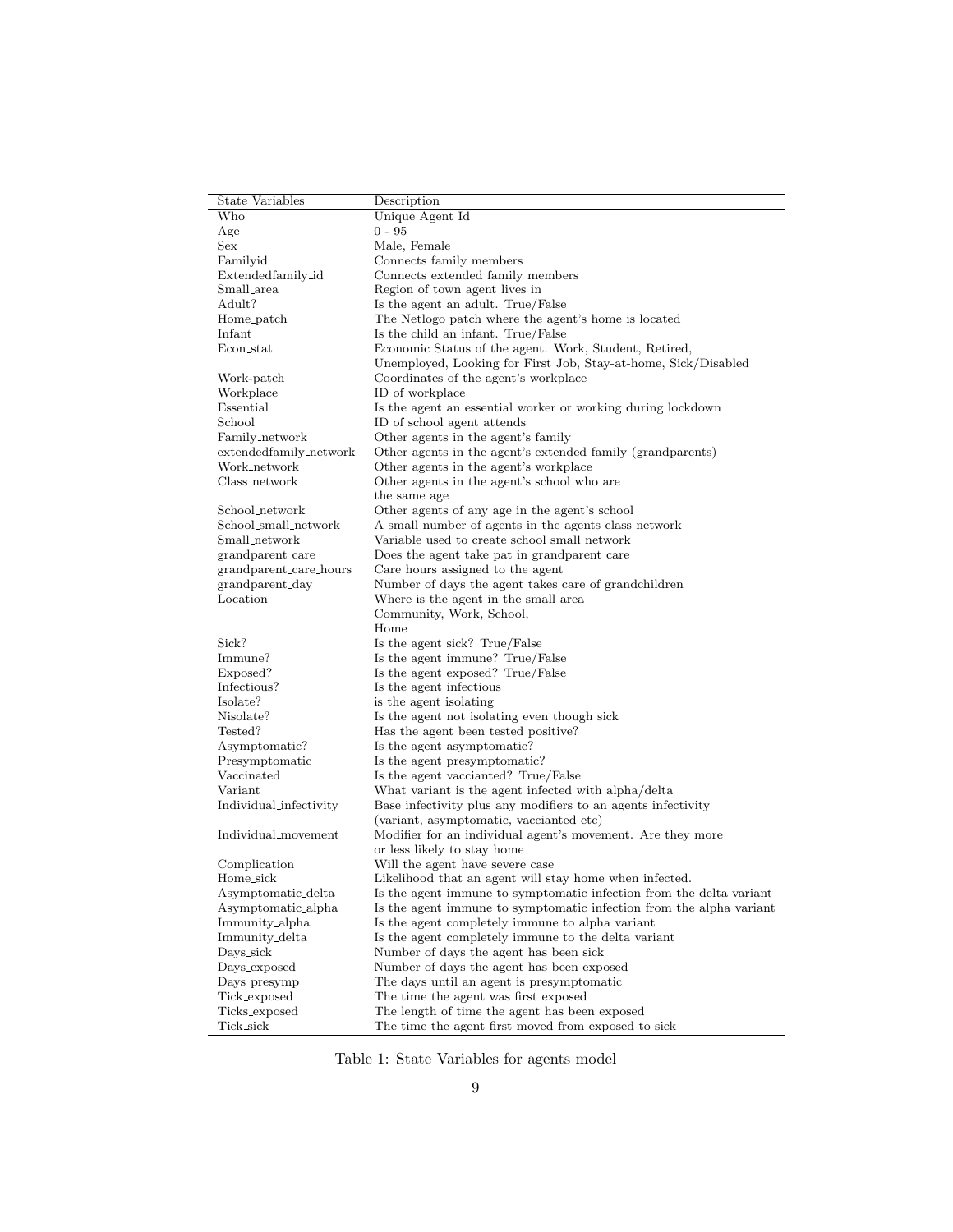| State Variables | Description |
|---|---|
| Who | Unique Agent Id |
| Age | 0 - 95 |
| Sex | Male, Female |
| Familyid | Connects family members |
| Extendedfamily_id | Connects extended family members |
| Small_area | Region of town agent lives in |
| Adult? | Is the agent an adult. True/False |
| Home_patch | The Netlogo patch where the agent's home is located |
| Infant | Is the child an infant. True/False |
| Econ_stat | Economic Status of the agent. Work, Student, Retired, Unemployed, Looking for First Job, Stay-at-home, Sick/Disabled |
| Work-patch | Coordinates of the agent's workplace |
| Workplace | ID of workplace |
| Essential | Is the agent an essential worker or working during lockdown |
| School | ID of school agent attends |
| Family_network | Other agents in the agent's family |
| extendedfamily_network | Other agents in the agent's extended family (grandparents) |
| Work_network | Other agents in the agent's workplace |
| Class_network | Other agents in the agent's school who are the same age |
| School_network | Other agents of any age in the agent's school |
| School_small_network | A small number of agents in the agents class network |
| Small_network | Variable used to create school small network |
| grandparent_care | Does the agent take pat in grandparent care |
| grandparent_care_hours | Care hours assigned to the agent |
| grandparent_day | Number of days the agent takes care of grandchildren |
| Location | Where is the agent in the small area Community, Work, School, Home |
| Sick? | Is the agent sick? True/False |
| Immune? | Is the agent immune? True/False |
| Exposed? | Is the agent exposed? True/False |
| Infectious? | Is the agent infectious |
| Isolate? | is the agent isolating |
| Nisolate? | Is the agent not isolating even though sick |
| Tested? | Has the agent been tested positive? |
| Asymptomatic? | Is the agent asymptomatic? |
| Presymptomatic | Is the agent presymptomatic? |
| Vaccinated | Is the agent vaccianted? True/False |
| Variant | What variant is the agent infected with alpha/delta |
| Individual_infectivity | Base infectivity plus any modifiers to an agents infectivity (variant, asymptomatic, vaccianted etc) |
| Individual_movement | Modifier for an individual agent's movement. Are they more or less likely to stay home |
| Complication | Will the agent have severe case |
| Home_sick | Likelihood that an agent will stay home when infected. |
| Asymptomatic_delta | Is the agent immune to symptomatic infection from the delta variant |
| Asymptomatic_alpha | Is the agent immune to symptomatic infection from the alpha variant |
| Immunity_alpha | Is the agent completely immune to alpha variant |
| Immunity_delta | Is the agent completely immune to the delta variant |
| Days_sick | Number of days the agent has been sick |
| Days_exposed | Number of days the agent has been exposed |
| Days_presymp | The days until an agent is presymptomatic |
| Tick_exposed | The time the agent was first exposed |
| Ticks_exposed | The length of time the agent has been exposed |
| Tick_sick | The time the agent first moved from exposed to sick |

Table 1: State Variables for agents model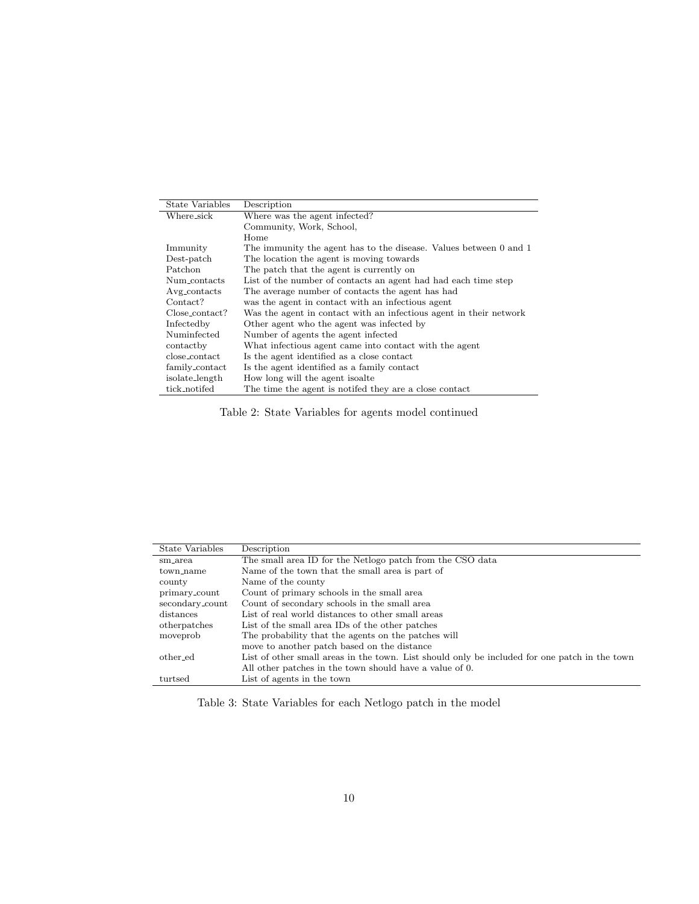| State Variables | Description |
| --- | --- |
| Where_sick | Where was the agent infected? Community, Work, School, Home |
| Immunity | The immunity the agent has to the disease. Values between 0 and 1 |
| Dest-patch | The location the agent is moving towards |
| Patchon | The patch that the agent is currently on |
| Num_contacts | List of the number of contacts an agent had had each time step |
| Avg_contacts | The average number of contacts the agent has had |
| Contact? | was the agent in contact with an infectious agent |
| Close_contact? | Was the agent in contact with an infectious agent in their network |
| Infectedby | Other agent who the agent was infected by |
| Numinfected | Number of agents the agent infected |
| contactby | What infectious agent came into contact with the agent |
| close_contact | Is the agent identified as a close contact |
| family_contact | Is the agent identified as a family contact |
| isolate_length | How long will the agent isoalte |
| tick_notifed | The time the agent is notifed they are a close contact |

Table 2: State Variables for agents model continued

| State Variables | Description |
| --- | --- |
| sm_area | The small area ID for the Netlogo patch from the CSO data |
| town_name | Name of the town that the small area is part of |
| county | Name of the county |
| primary_count | Count of primary schools in the small area |
| secondary_count | Count of secondary schools in the small area |
| distances | List of real world distances to other small areas |
| otherpatches | List of the small area IDs of the other patches |
| moveprob | The probability that the agents on the patches will move to another patch based on the distance |
| other_ed | List of other small areas in the town. List should only be included for one patch in the town All other patches in the town should have a value of 0. |
| turtsed | List of agents in the town |

Table 3: State Variables for each Netlogo patch in the model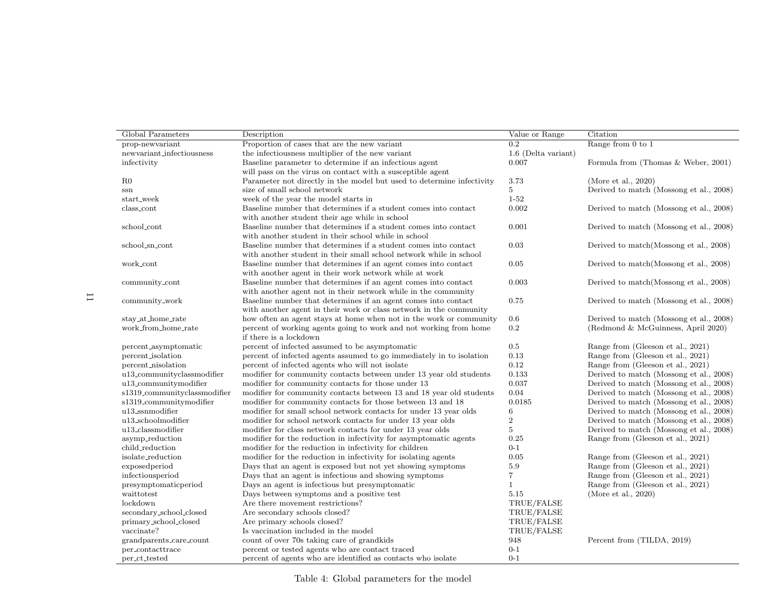| Global Parameters | Description | Value or Range | Citation |
|---|---|---|---|
| prop-newvariant | Proportion of cases that are the new variant | 0.2 | Range from 0 to 1 |
| newvariant_infectiousness | the infectiousness multiplier of the new variant | 1.6 (Delta variant) | |
| infectivity | Baseline parameter to determine if an infectious agent will pass on the virus on contact with a susceptible agent | 0.007 | Formula from (Thomas & Weber, 2001) |
| R0 | Parameter not directly in the model but used to determine infectivity | 3.73 | (More et al., 2020) |
| ssn | size of small school network | 5 | Derived to match (Mossong et al., 2008) |
| start_week | week of the year the model starts in | 1-52 | |
| class_cont | Baseline number that determines if a student comes into contact with another student their age while in school | 0.002 | Derived to match (Mossong et al., 2008) |
| school_cont | Baseline number that determines if a student comes into contact with another student in their school while in school | 0.001 | Derived to match (Mossong et al., 2008) |
| school_sn_cont | Baseline number that determines if a student comes into contact with another student in their small school network while in school | 0.03 | Derived to match(Mossong et al., 2008) |
| work_cont | Baseline number that determines if an agent comes into contact with another agent in their work network while at work | 0.05 | Derived to match(Mossong et al., 2008) |
| community_cont | Baseline number that determines if an agent comes into contact with another agent not in their network while in the community | 0.003 | Derived to match(Mossong et al., 2008) |
| community_work | Baseline number that determines if an agent comes into contact with another agent in their work or class network in the community | 0.75 | Derived to match (Mossong et al., 2008) |
| stay_at_home_rate | how often an agent stays at home when not in the work or community | 0.6 | Derived to match (Mossong et al., 2008) |
| work_from_home_rate | percent of working agents going to work and not working from home if there is a lockdown | 0.2 | (Redmond & McGuinness, April 2020) |
| percent_asymptomatic | percent of infected assumed to be asymptomatic | 0.5 | Range from (Gleeson et al., 2021) |
| percent_isolation | percent of infected agents assumed to go immediately in to isolation | 0.13 | Range from (Gleeson et al., 2021) |
| percent_nisolation | percent of infected agents who will not isolate | 0.12 | Range from (Gleeson et al., 2021) |
| u13_communityclassmodifier | modifier for community contacts between under 13 year old students | 0.133 | Derived to match (Mossong et al., 2008) |
| u13_communitymodifier | modifier for community contacts for those under 13 | 0.037 | Derived to match (Mossong et al., 2008) |
| s1319_communityclassmodifier | modifier for community contacts between 13 and 18 year old students | 0.04 | Derived to match (Mossong et al., 2008) |
| s1319_communitymodifier | modifier for community contacts for those between 13 and 18 | 0.0185 | Derived to match (Mossong et al., 2008) |
| u13_ssnmodifier | modifier for small school network contacts for under 13 year olds | 6 | Derived to match (Mossong et al., 2008) |
| u13_schoolmodifier | modifier for school network contacts for under 13 year olds | 2 | Derived to match (Mossong et al., 2008) |
| u13_classmodifier | modifier for class network contacts for under 13 year olds | 5 | Derived to match (Mossong et al., 2008) |
| asymp_reduction | modifier for the reduction in infectivity for asymptomatic agents | 0.25 | Range from (Gleeson et al., 2021) |
| child_reduction | modifier for the reduction in infectivity for children | 0-1 | |
| isolate_reduction | modifier for the reduction in infectivity for isolating agents | 0.05 | Range from (Gleeson et al., 2021) |
| exposedperiod | Days that an agent is exposed but not yet showing symptoms | 5.9 | Range from (Gleeson et al., 2021) |
| infectiousperiod | Days that an agent is infectious and showing symptoms | 7 | Range from (Gleeson et al., 2021) |
| presymptomaticperiod | Days an agent is infectious but presymptomatic | 1 | Range from (Gleeson et al., 2021) |
| waittotest | Days between symptoms and a positive test | 5.15 | (More et al., 2020) |
| lockdown | Are there movement restrictions? | TRUE/FALSE | |
| secondary_school_closed | Are secondary schools closed? | TRUE/FALSE | |
| primary_school_closed | Are primary schools closed? | TRUE/FALSE | |
| vaccinate? | Is vaccination included in the model | TRUE/FALSE | |
| grandparents_care_count | count of over 70s taking care of grandkids | 948 | Percent from (TILDA, 2019) |
| per_contacttrace | percent or tested agents who are contact traced | 0-1 | |
| per_ct_tested | percent of agents who are identified as contacts who isolate | 0-1 | |

Table 4: Global parameters for the model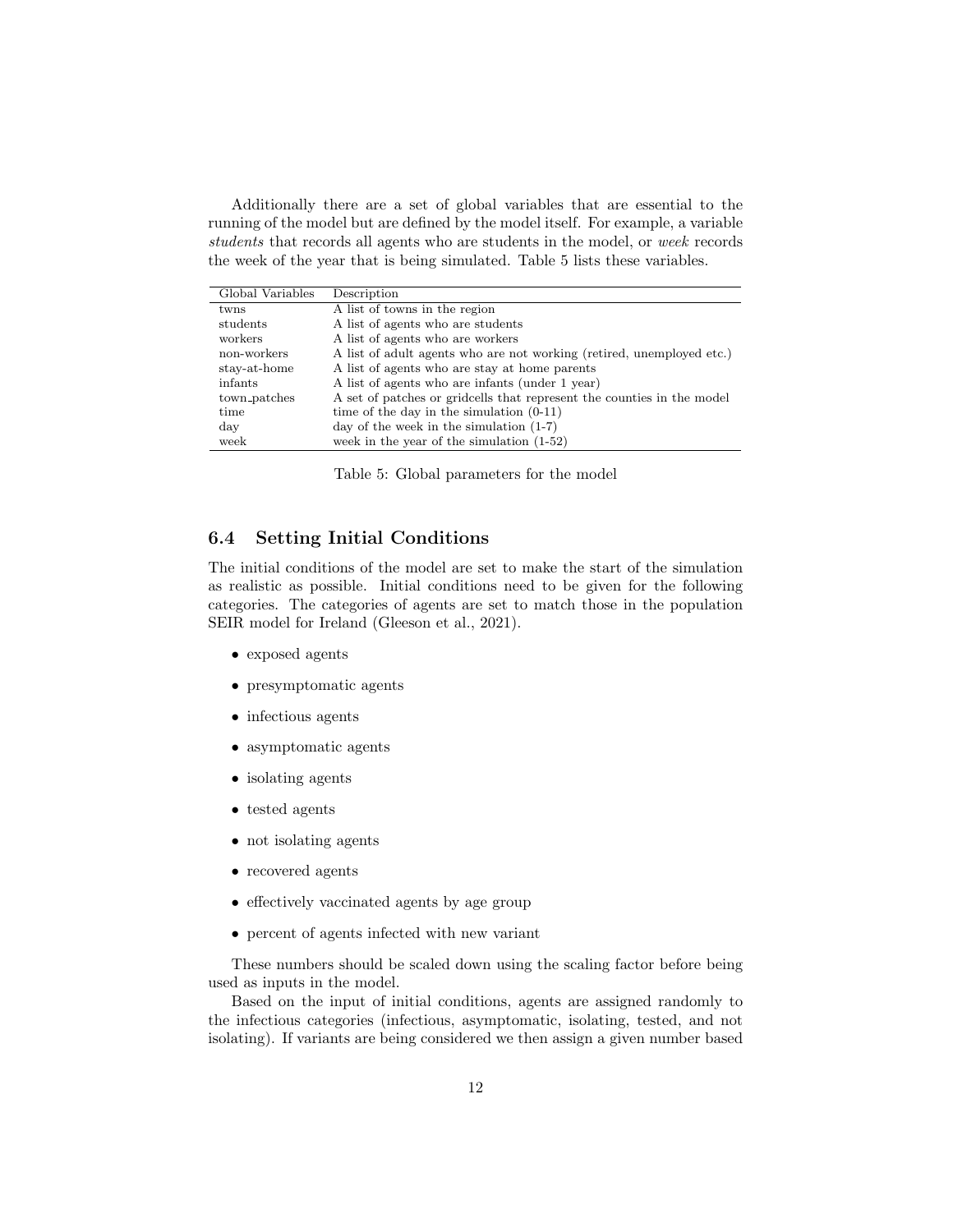Additionally there are a set of global variables that are essential to the running of the model but are defined by the model itself. For example, a variable *students* that records all agents who are students in the model, or *week* records the week of the year that is being simulated. Table 5 lists these variables.

| Global Variables | Description |
|---|---|
| twns | A list of towns in the region |
| students | A list of agents who are students |
| workers | A list of agents who are workers |
| non-workers | A list of adult agents who are not working (retired, unemployed etc.) |
| stay-at-home | A list of agents who are stay at home parents |
| infants | A list of agents who are infants (under 1 year) |
| town_patches | A set of patches or gridcells that represent the counties in the model |
| time | time of the day in the simulation (0-11) |
| day | day of the week in the simulation (1-7) |
| week | week in the year of the simulation (1-52) |

Table 5: Global parameters for the model

### 6.4 Setting Initial Conditions

The initial conditions of the model are set to make the start of the simulation as realistic as possible. Initial conditions need to be given for the following categories. The categories of agents are set to match those in the population SEIR model for Ireland (Gleeson et al., 2021).

- exposed agents
- presymptomatic agents
- infectious agents
- asymptomatic agents
- isolating agents
- tested agents
- not isolating agents
- recovered agents
- effectively vaccinated agents by age group
- percent of agents infected with new variant

These numbers should be scaled down using the scaling factor before being used as inputs in the model.

Based on the input of initial conditions, agents are assigned randomly to the infectious categories (infectious, asymptomatic, isolating, tested, and not isolating). If variants are being considered we then assign a given number based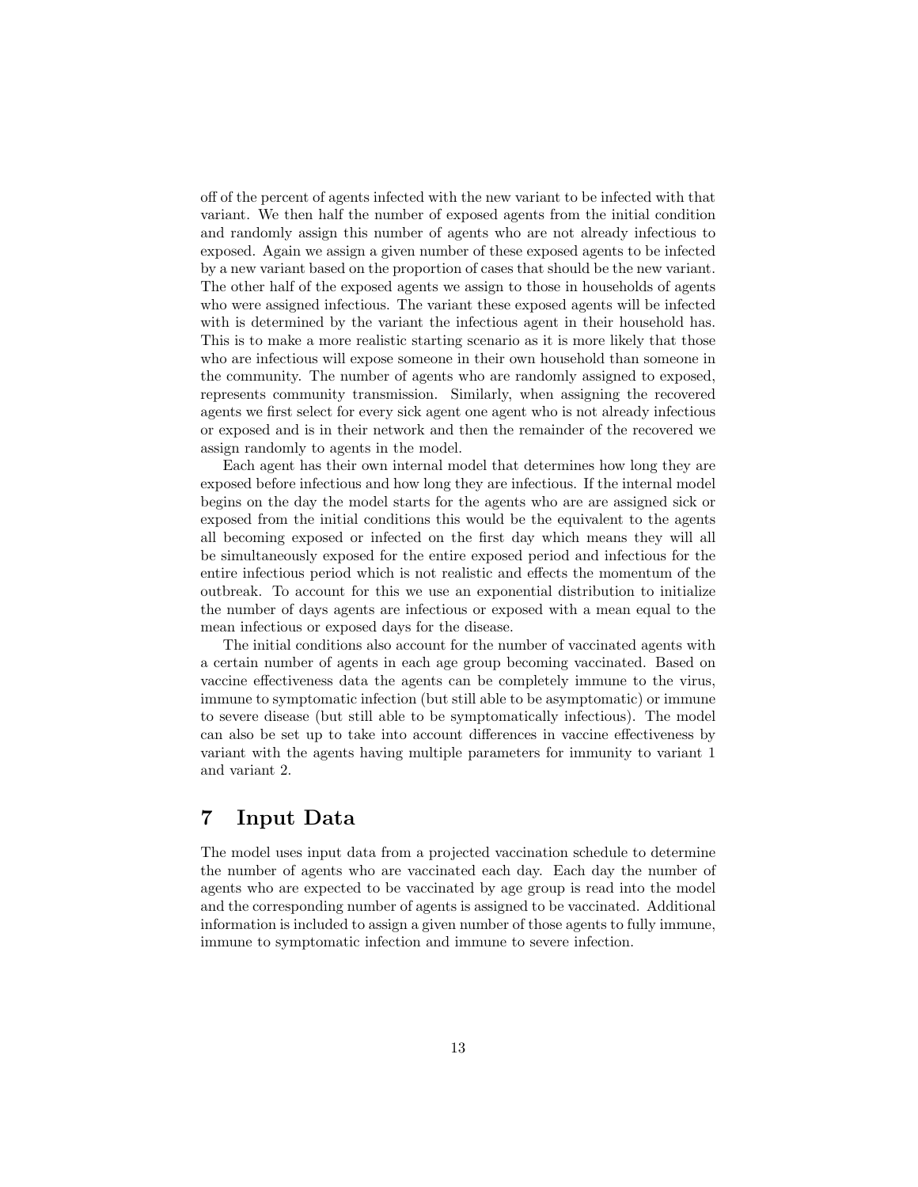off of the percent of agents infected with the new variant to be infected with that variant. We then half the number of exposed agents from the initial condition and randomly assign this number of agents who are not already infectious to exposed. Again we assign a given number of these exposed agents to be infected by a new variant based on the proportion of cases that should be the new variant. The other half of the exposed agents we assign to those in households of agents who were assigned infectious. The variant these exposed agents will be infected with is determined by the variant the infectious agent in their household has. This is to make a more realistic starting scenario as it is more likely that those who are infectious will expose someone in their own household than someone in the community. The number of agents who are randomly assigned to exposed, represents community transmission. Similarly, when assigning the recovered agents we first select for every sick agent one agent who is not already infectious or exposed and is in their network and then the remainder of the recovered we assign randomly to agents in the model.

Each agent has their own internal model that determines how long they are exposed before infectious and how long they are infectious. If the internal model begins on the day the model starts for the agents who are are assigned sick or exposed from the initial conditions this would be the equivalent to the agents all becoming exposed or infected on the first day which means they will all be simultaneously exposed for the entire exposed period and infectious for the entire infectious period which is not realistic and effects the momentum of the outbreak. To account for this we use an exponential distribution to initialize the number of days agents are infectious or exposed with a mean equal to the mean infectious or exposed days for the disease.

The initial conditions also account for the number of vaccinated agents with a certain number of agents in each age group becoming vaccinated. Based on vaccine effectiveness data the agents can be completely immune to the virus, immune to symptomatic infection (but still able to be asymptomatic) or immune to severe disease (but still able to be symptomatically infectious). The model can also be set up to take into account differences in vaccine effectiveness by variant with the agents having multiple parameters for immunity to variant 1 and variant 2.

# 7 Input Data

The model uses input data from a projected vaccination schedule to determine the number of agents who are vaccinated each day. Each day the number of agents who are expected to be vaccinated by age group is read into the model and the corresponding number of agents is assigned to be vaccinated. Additional information is included to assign a given number of those agents to fully immune, immune to symptomatic infection and immune to severe infection.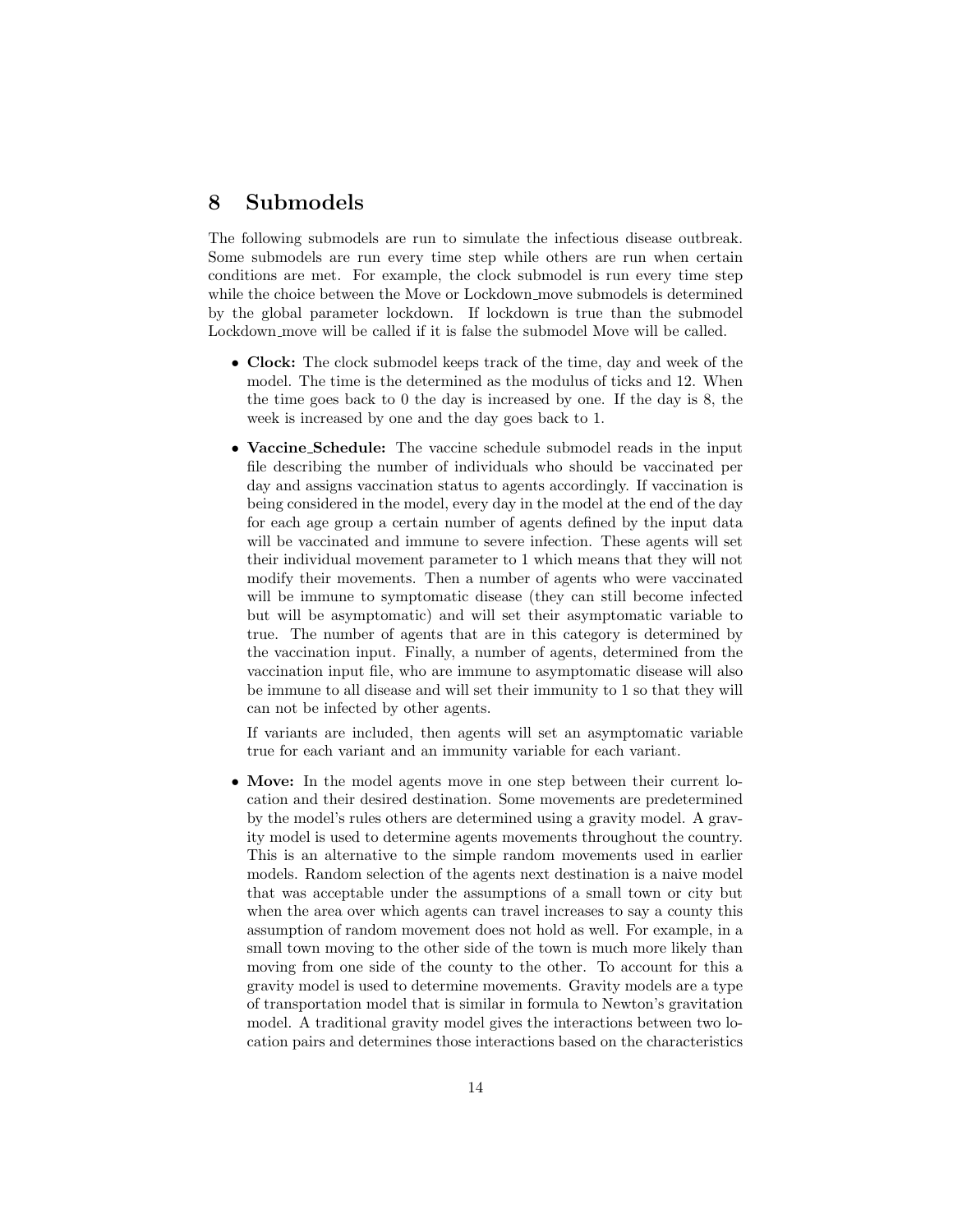# 8 Submodels

The following submodels are run to simulate the infectious disease outbreak. Some submodels are run every time step while others are run when certain conditions are met. For example, the clock submodel is run every time step while the choice between the Move or Lockdown_move submodels is determined by the global parameter lockdown. If lockdown is true than the submodel Lockdown_move will be called if it is false the submodel Move will be called.

- **Clock:** The clock submodel keeps track of the time, day and week of the model. The time is the determined as the modulus of ticks and 12. When the time goes back to 0 the day is increased by one. If the day is 8, the week is increased by one and the day goes back to 1.

- **Vaccine_Schedule:** The vaccine schedule submodel reads in the input file describing the number of individuals who should be vaccinated per day and assigns vaccination status to agents accordingly. If vaccination is being considered in the model, every day in the model at the end of the day for each age group a certain number of agents defined by the input data will be vaccinated and immune to severe infection. These agents will set their individual movement parameter to 1 which means that they will not modify their movements. Then a number of agents who were vaccinated will be immune to symptomatic disease (they can still become infected but will be asymptomatic) and will set their asymptomatic variable to true. The number of agents that are in this category is determined by the vaccination input. Finally, a number of agents, determined from the vaccination input file, who are immune to asymptomatic disease will also be immune to all disease and will set their immunity to 1 so that they will can not be infected by other agents.

  If variants are included, then agents will set an asymptomatic variable true for each variant and an immunity variable for each variant.

- **Move:** In the model agents move in one step between their current location and their desired destination. Some movements are predetermined by the model's rules others are determined using a gravity model. A gravity model is used to determine agents movements throughout the country. This is an alternative to the simple random movements used in earlier models. Random selection of the agents next destination is a naive model that was acceptable under the assumptions of a small town or city but when the area over which agents can travel increases to say a county this assumption of random movement does not hold as well. For example, in a small town moving to the other side of the town is much more likely than moving from one side of the county to the other. To account for this a gravity model is used to determine movements. Gravity models are a type of transportation model that is similar in formula to Newton's gravitation model. A traditional gravity model gives the interactions between two location pairs and determines those interactions based on the characteristics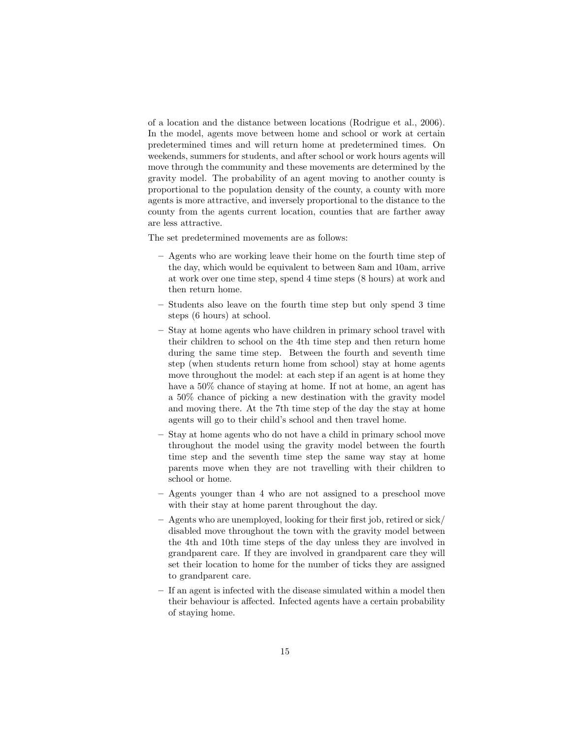of a location and the distance between locations (Rodrigue et al., 2006). In the model, agents move between home and school or work at certain predetermined times and will return home at predetermined times. On weekends, summers for students, and after school or work hours agents will move through the community and these movements are determined by the gravity model. The probability of an agent moving to another county is proportional to the population density of the county, a county with more agents is more attractive, and inversely proportional to the distance to the county from the agents current location, counties that are farther away are less attractive.

The set predetermined movements are as follows:

- Agents who are working leave their home on the fourth time step of the day, which would be equivalent to between 8am and 10am, arrive at work over one time step, spend 4 time steps (8 hours) at work and then return home.
- Students also leave on the fourth time step but only spend 3 time steps (6 hours) at school.
- Stay at home agents who have children in primary school travel with their children to school on the 4th time step and then return home during the same time step. Between the fourth and seventh time step (when students return home from school) stay at home agents move throughout the model: at each step if an agent is at home they have a 50% chance of staying at home. If not at home, an agent has a 50% chance of picking a new destination with the gravity model and moving there. At the 7th time step of the day the stay at home agents will go to their child's school and then travel home.
- Stay at home agents who do not have a child in primary school move throughout the model using the gravity model between the fourth time step and the seventh time step the same way stay at home parents move when they are not travelling with their children to school or home.
- Agents younger than 4 who are not assigned to a preschool move with their stay at home parent throughout the day.
- Agents who are unemployed, looking for their first job, retired or sick/ disabled move throughout the town with the gravity model between the 4th and 10th time steps of the day unless they are involved in grandparent care. If they are involved in grandparent care they will set their location to home for the number of ticks they are assigned to grandparent care.
- If an agent is infected with the disease simulated within a model then their behaviour is affected. Infected agents have a certain probability of staying home.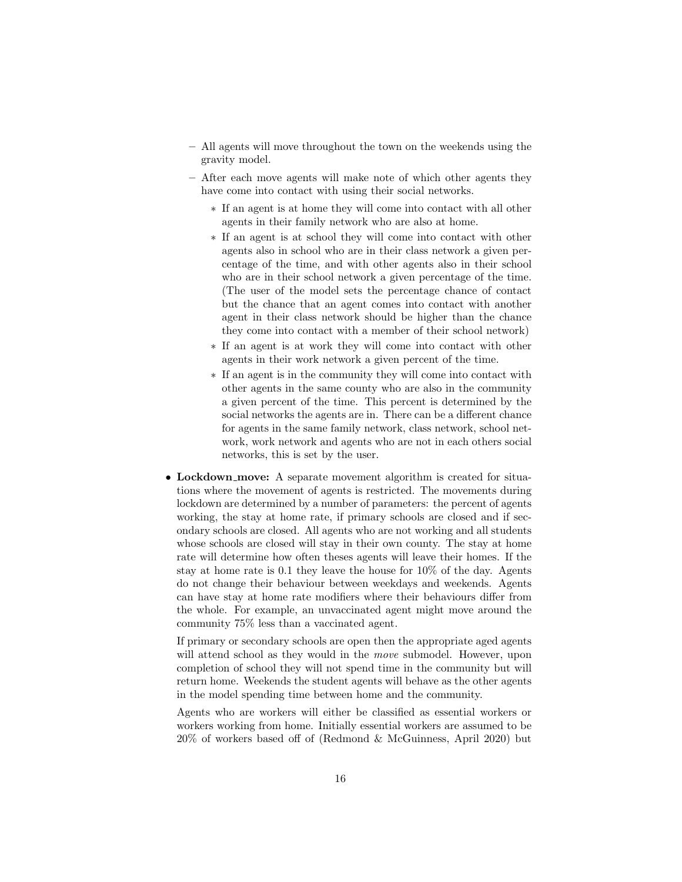- All agents will move throughout the town on the weekends using the gravity model.
- After each move agents will make note of which other agents they have come into contact with using their social networks.
  - If an agent is at home they will come into contact with all other agents in their family network who are also at home.
  - If an agent is at school they will come into contact with other agents also in school who are in their class network a given percentage of the time, and with other agents also in their school who are in their school network a given percentage of the time. (The user of the model sets the percentage chance of contact but the chance that an agent comes into contact with another agent in their class network should be higher than the chance they come into contact with a member of their school network)
  - If an agent is at work they will come into contact with other agents in their work network a given percent of the time.
  - If an agent is in the community they will come into contact with other agents in the same county who are also in the community a given percent of the time. This percent is determined by the social networks the agents are in. There can be a different chance for agents in the same family network, class network, school network, work network and agents who are not in each others social networks, this is set by the user.

- **Lockdown_move:** A separate movement algorithm is created for situations where the movement of agents is restricted. The movements during lockdown are determined by a number of parameters: the percent of agents working, the stay at home rate, if primary schools are closed and if secondary schools are closed. All agents who are not working and all students whose schools are closed will stay in their own county. The stay at home rate will determine how often theses agents will leave their homes. If the stay at home rate is 0.1 they leave the house for 10% of the day. Agents do not change their behaviour between weekdays and weekends. Agents can have stay at home rate modifiers where their behaviours differ from the whole. For example, an unvaccinated agent might move around the community 75% less than a vaccinated agent.

  If primary or secondary schools are open then the appropriate aged agents will attend school as they would in the *move* submodel. However, upon completion of school they will not spend time in the community but will return home. Weekends the student agents will behave as the other agents in the model spending time between home and the community.

  Agents who are workers will either be classified as essential workers or workers working from home. Initially essential workers are assumed to be 20% of workers based off of (Redmond & McGuinness, April 2020) but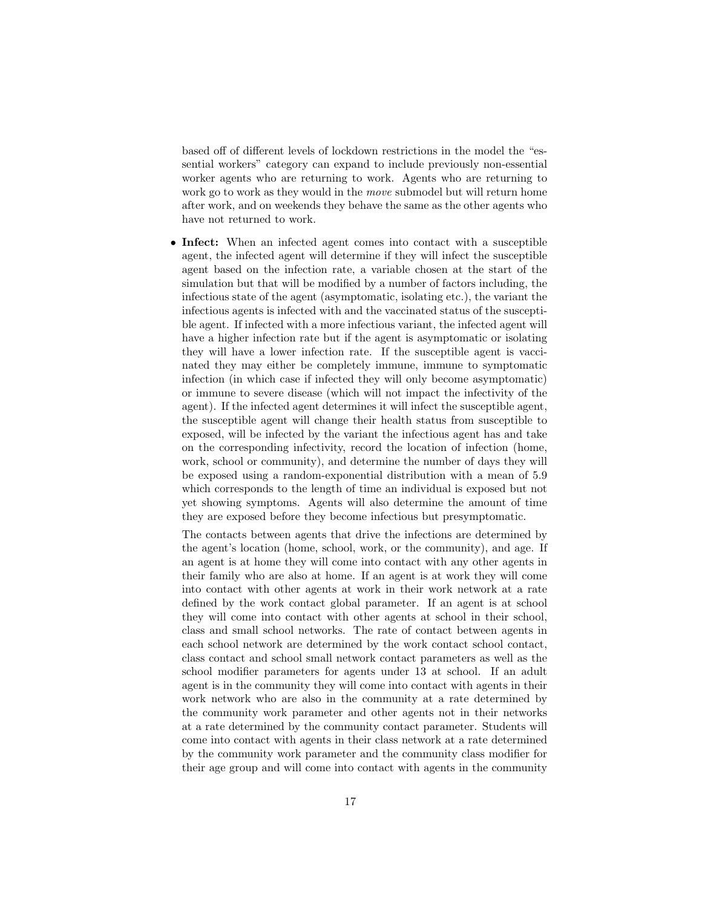based off of different levels of lockdown restrictions in the model the "essential workers" category can expand to include previously non-essential worker agents who are returning to work. Agents who are returning to work go to work as they would in the *move* submodel but will return home after work, and on weekends they behave the same as the other agents who have not returned to work.

- **Infect:** When an infected agent comes into contact with a susceptible agent, the infected agent will determine if they will infect the susceptible agent based on the infection rate, a variable chosen at the start of the simulation but that will be modified by a number of factors including, the infectious state of the agent (asymptomatic, isolating etc.), the variant the infectious agents is infected with and the vaccinated status of the susceptible agent. If infected with a more infectious variant, the infected agent will have a higher infection rate but if the agent is asymptomatic or isolating they will have a lower infection rate. If the susceptible agent is vaccinated they may either be completely immune, immune to symptomatic infection (in which case if infected they will only become asymptomatic) or immune to severe disease (which will not impact the infectivity of the agent). If the infected agent determines it will infect the susceptible agent, the susceptible agent will change their health status from susceptible to exposed, will be infected by the variant the infectious agent has and take on the corresponding infectivity, record the location of infection (home, work, school or community), and determine the number of days they will be exposed using a random-exponential distribution with a mean of 5.9 which corresponds to the length of time an individual is exposed but not yet showing symptoms. Agents will also determine the amount of time they are exposed before they become infectious but presymptomatic.

  The contacts between agents that drive the infections are determined by the agent's location (home, school, work, or the community), and age. If an agent is at home they will come into contact with any other agents in their family who are also at home. If an agent is at work they will come into contact with other agents at work in their work network at a rate defined by the work contact global parameter. If an agent is at school they will come into contact with other agents at school in their school, class and small school networks. The rate of contact between agents in each school network are determined by the work contact school contact, class contact and school small network contact parameters as well as the school modifier parameters for agents under 13 at school. If an adult agent is in the community they will come into contact with agents in their work network who are also in the community at a rate determined by the community work parameter and other agents not in their networks at a rate determined by the community contact parameter. Students will come into contact with agents in their class network at a rate determined by the community work parameter and the community class modifier for their age group and will come into contact with agents in the community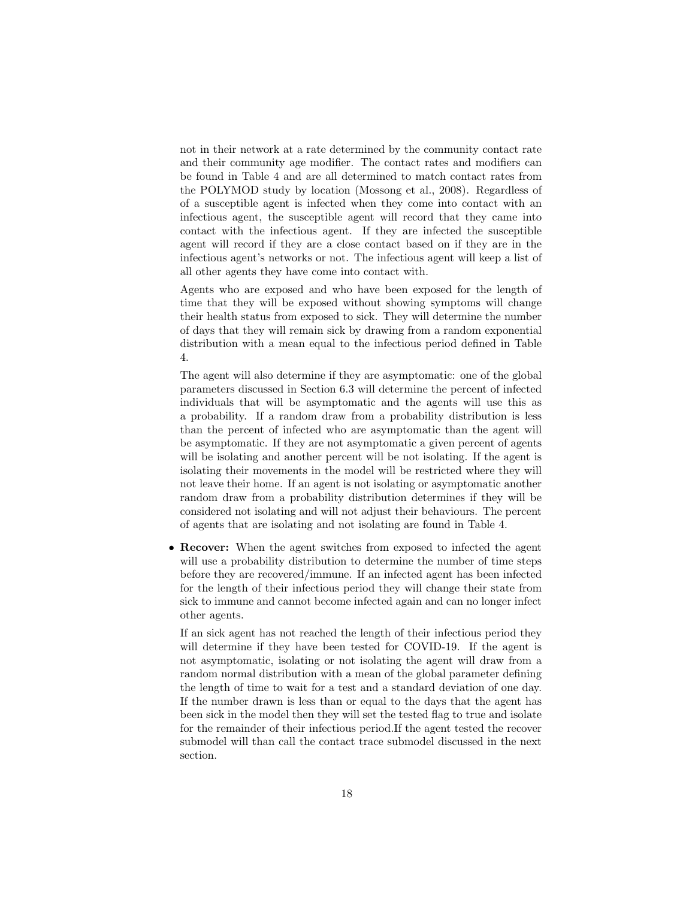not in their network at a rate determined by the community contact rate and their community age modifier. The contact rates and modifiers can be found in Table 4 and are all determined to match contact rates from the POLYMOD study by location (Mossong et al., 2008). Regardless of of a susceptible agent is infected when they come into contact with an infectious agent, the susceptible agent will record that they came into contact with the infectious agent. If they are infected the susceptible agent will record if they are a close contact based on if they are in the infectious agent's networks or not. The infectious agent will keep a list of all other agents they have come into contact with.

Agents who are exposed and who have been exposed for the length of time that they will be exposed without showing symptoms will change their health status from exposed to sick. They will determine the number of days that they will remain sick by drawing from a random exponential distribution with a mean equal to the infectious period defined in Table 4.

The agent will also determine if they are asymptomatic: one of the global parameters discussed in Section 6.3 will determine the percent of infected individuals that will be asymptomatic and the agents will use this as a probability. If a random draw from a probability distribution is less than the percent of infected who are asymptomatic than the agent will be asymptomatic. If they are not asymptomatic a given percent of agents will be isolating and another percent will be not isolating. If the agent is isolating their movements in the model will be restricted where they will not leave their home. If an agent is not isolating or asymptomatic another random draw from a probability distribution determines if they will be considered not isolating and will not adjust their behaviours. The percent of agents that are isolating and not isolating are found in Table 4.

- **Recover:** When the agent switches from exposed to infected the agent will use a probability distribution to determine the number of time steps before they are recovered/immune. If an infected agent has been infected for the length of their infectious period they will change their state from sick to immune and cannot become infected again and can no longer infect other agents.

  If an sick agent has not reached the length of their infectious period they will determine if they have been tested for COVID-19. If the agent is not asymptomatic, isolating or not isolating the agent will draw from a random normal distribution with a mean of the global parameter defining the length of time to wait for a test and a standard deviation of one day. If the number drawn is less than or equal to the days that the agent has been sick in the model then they will set the tested flag to true and isolate for the remainder of their infectious period.If the agent tested the recover submodel will than call the contact trace submodel discussed in the next section.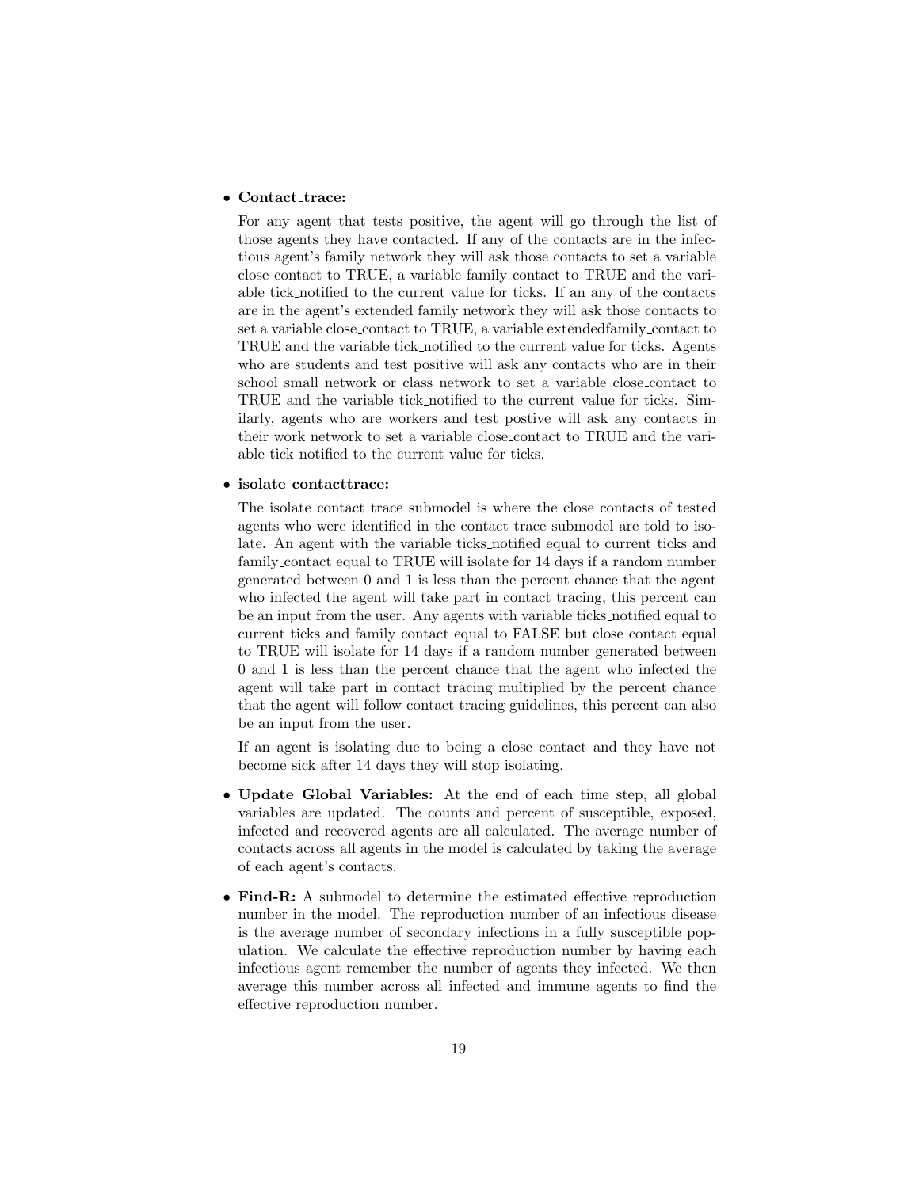- **Contact_trace:**

  For any agent that tests positive, the agent will go through the list of those agents they have contacted. If any of the contacts are in the infectious agent's family network they will ask those contacts to set a variable close_contact to TRUE, a variable family_contact to TRUE and the variable tick_notified to the current value for ticks. If an any of the contacts are in the agent's extended family network they will ask those contacts to set a variable close_contact to TRUE, a variable extendedfamily_contact to TRUE and the variable tick_notified to the current value for ticks. Agents who are students and test positive will ask any contacts who are in their school small network or class network to set a variable close_contact to TRUE and the variable tick_notified to the current value for ticks. Similarly, agents who are workers and test postive will ask any contacts in their work network to set a variable close_contact to TRUE and the variable tick_notified to the current value for ticks.

- **isolate_contacttrace:**

  The isolate contact trace submodel is where the close contacts of tested agents who were identified in the contact_trace submodel are told to isolate. An agent with the variable ticks_notified equal to current ticks and family_contact equal to TRUE will isolate for 14 days if a random number generated between 0 and 1 is less than the percent chance that the agent who infected the agent will take part in contact tracing, this percent can be an input from the user. Any agents with variable ticks_notified equal to current ticks and family_contact equal to FALSE but close_contact equal to TRUE will isolate for 14 days if a random number generated between 0 and 1 is less than the percent chance that the agent who infected the agent will take part in contact tracing multiplied by the percent chance that the agent will follow contact tracing guidelines, this percent can also be an input from the user.

  If an agent is isolating due to being a close contact and they have not become sick after 14 days they will stop isolating.

- **Update Global Variables:** At the end of each time step, all global variables are updated. The counts and percent of susceptible, exposed, infected and recovered agents are all calculated. The average number of contacts across all agents in the model is calculated by taking the average of each agent's contacts.

- **Find-R:** A submodel to determine the estimated effective reproduction number in the model. The reproduction number of an infectious disease is the average number of secondary infections in a fully susceptible population. We calculate the effective reproduction number by having each infectious agent remember the number of agents they infected. We then average this number across all infected and immune agents to find the effective reproduction number.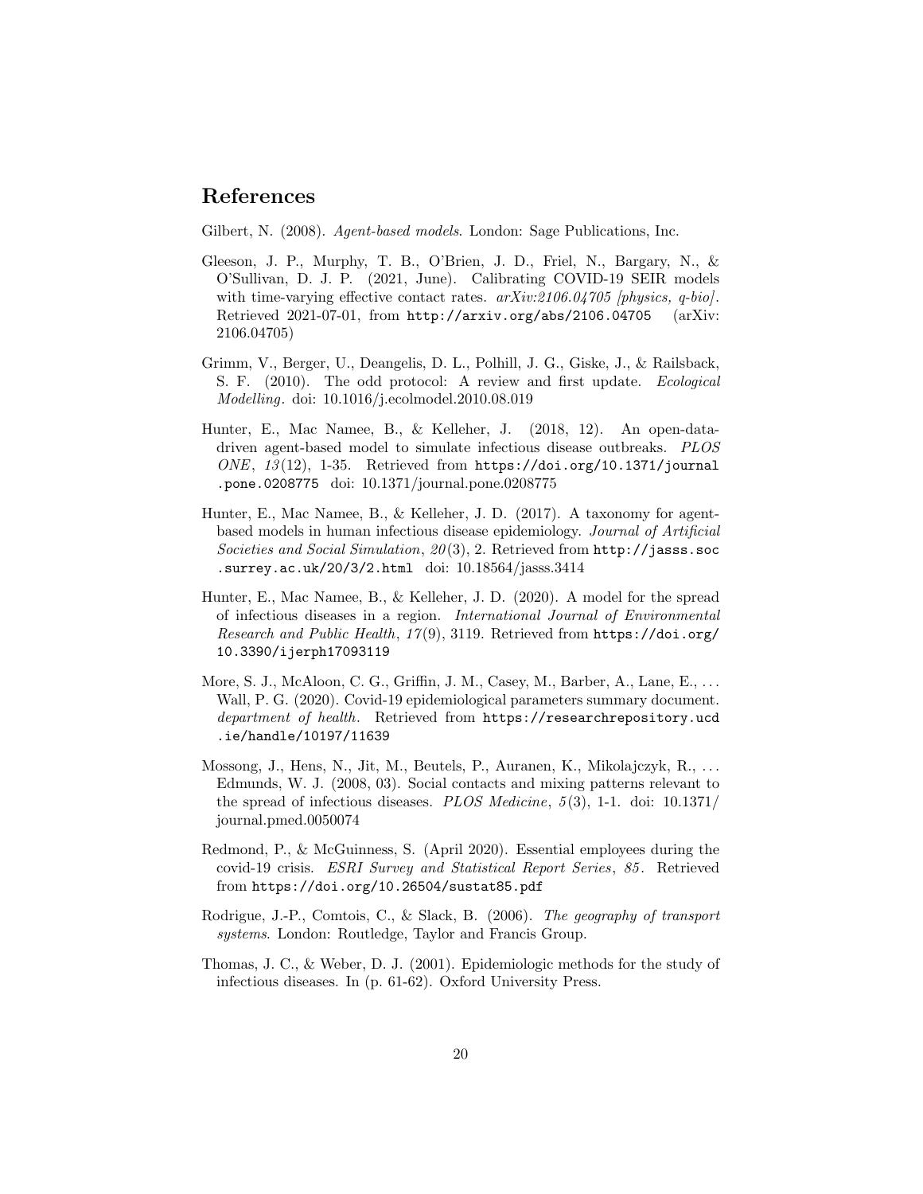## References

Gilbert, N. (2008). *Agent-based models*. London: Sage Publications, Inc.

Gleeson, J. P., Murphy, T. B., O'Brien, J. D., Friel, N., Bargary, N., & O'Sullivan, D. J. P. (2021, June). Calibrating COVID-19 SEIR models with time-varying effective contact rates. *arXiv:2106.04705 [physics, q-bio]*. Retrieved 2021-07-01, from http://arxiv.org/abs/2106.04705 (arXiv: 2106.04705)

Grimm, V., Berger, U., Deangelis, D. L., Polhill, J. G., Giske, J., & Railsback, S. F. (2010). The odd protocol: A review and first update. *Ecological Modelling*. doi: 10.1016/j.ecolmodel.2010.08.019

Hunter, E., Mac Namee, B., & Kelleher, J. (2018, 12). An open-data-driven agent-based model to simulate infectious disease outbreaks. *PLOS ONE*, *13*(12), 1-35. Retrieved from https://doi.org/10.1371/journal.pone.0208775 doi: 10.1371/journal.pone.0208775

Hunter, E., Mac Namee, B., & Kelleher, J. D. (2017). A taxonomy for agent-based models in human infectious disease epidemiology. *Journal of Artificial Societies and Social Simulation*, *20*(3), 2. Retrieved from http://jasss.soc.surrey.ac.uk/20/3/2.html doi: 10.18564/jasss.3414

Hunter, E., Mac Namee, B., & Kelleher, J. D. (2020). A model for the spread of infectious diseases in a region. *International Journal of Environmental Research and Public Health*, *17*(9), 3119. Retrieved from https://doi.org/10.3390/ijerph17093119

More, S. J., McAloon, C. G., Griffin, J. M., Casey, M., Barber, A., Lane, E., … Wall, P. G. (2020). Covid-19 epidemiological parameters summary document. *department of health*. Retrieved from https://researchrepository.ucd.ie/handle/10197/11639

Mossong, J., Hens, N., Jit, M., Beutels, P., Auranen, K., Mikolajczyk, R., … Edmunds, W. J. (2008, 03). Social contacts and mixing patterns relevant to the spread of infectious diseases. *PLOS Medicine*, *5*(3), 1-1. doi: 10.1371/journal.pmed.0050074

Redmond, P., & McGuinness, S. (April 2020). Essential employees during the covid-19 crisis. *ESRI Survey and Statistical Report Series*, *85*. Retrieved from https://doi.org/10.26504/sustat85.pdf

Rodrigue, J.-P., Comtois, C., & Slack, B. (2006). *The geography of transport systems*. London: Routledge, Taylor and Francis Group.

Thomas, J. C., & Weber, D. J. (2001). Epidemiologic methods for the study of infectious diseases. In (p. 61-62). Oxford University Press.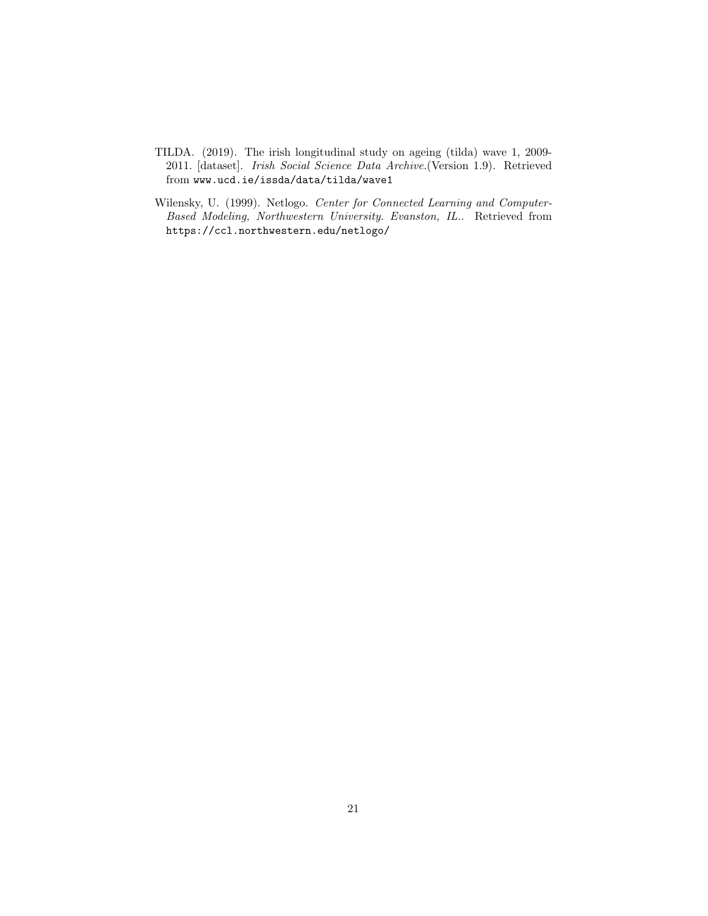TILDA. (2019). The irish longitudinal study on ageing (tilda) wave 1, 2009-2011. [dataset]. *Irish Social Science Data Archive.*(Version 1.9). Retrieved from www.ucd.ie/issda/data/tilda/wave1

Wilensky, U. (1999). Netlogo. *Center for Connected Learning and Computer-Based Modeling, Northwestern University. Evanston, IL.*. Retrieved from https://ccl.northwestern.edu/netlogo/